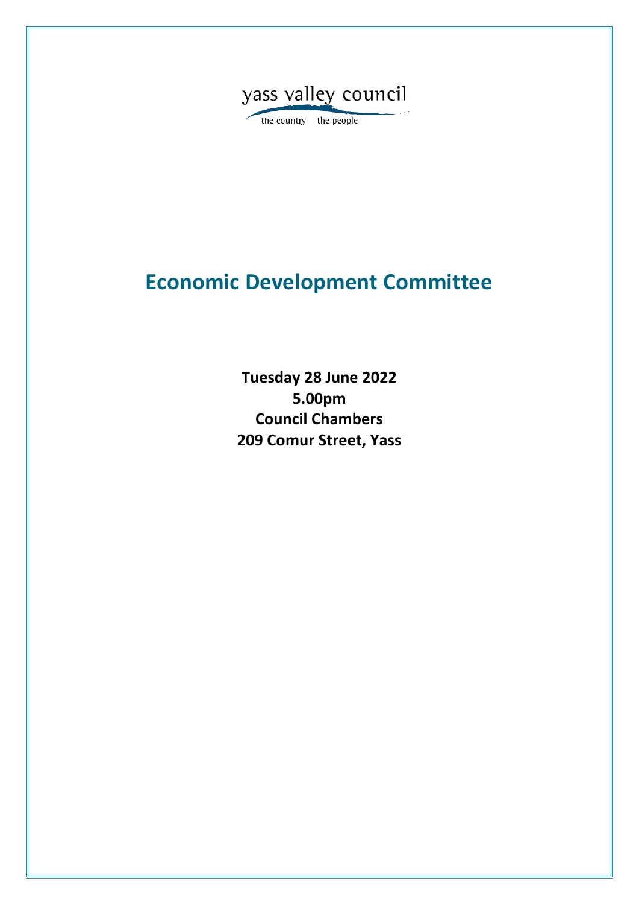yass valley council

the country the people

# Economic Development Committee

**Tuesday 28 June 2022**
**5.00pm**
**Council Chambers**
**209 Comur Street, Yass**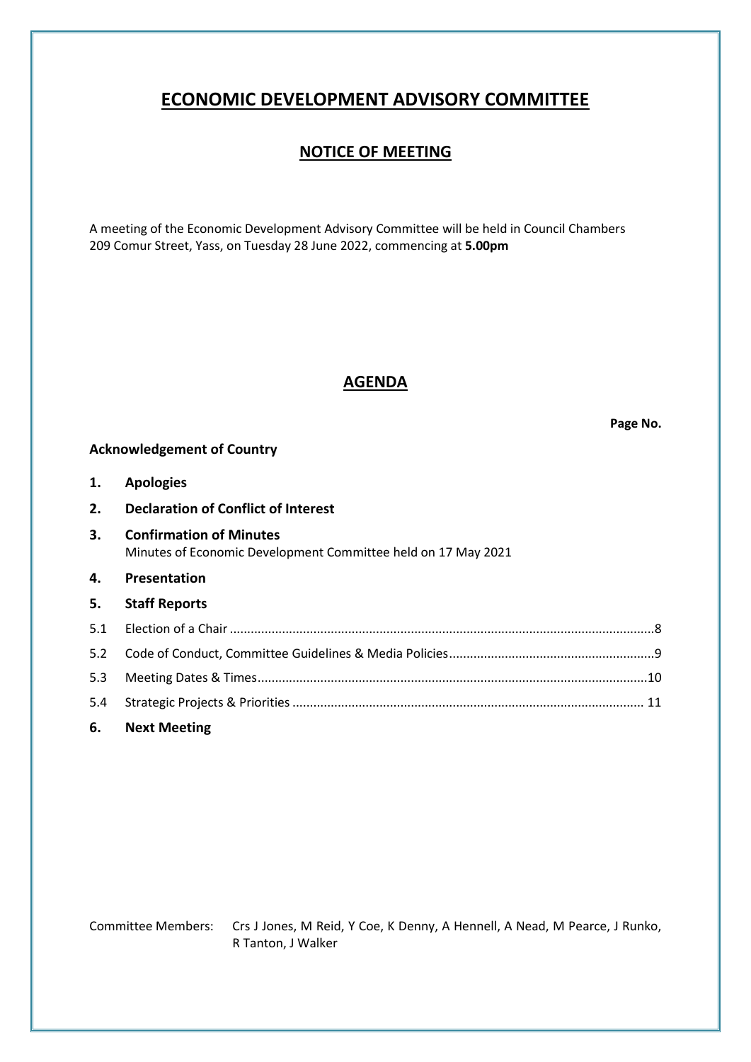# ECONOMIC DEVELOPMENT ADVISORY COMMITTEE

## NOTICE OF MEETING

A meeting of the Economic Development Advisory Committee will be held in Council Chambers 209 Comur Street, Yass, on Tuesday 28 June 2022, commencing at **5.00pm**

## AGENDA

**Page No.**

**Acknowledgement of Country**

**1. Apologies**

**2. Declaration of Conflict of Interest**

**3. Confirmation of Minutes**
Minutes of Economic Development Committee held on 17 May 2021

**4. Presentation**

**5. Staff Reports**

| | | |
|---|---|---|
| 5.1 | Election of a Chair | 8 |
| 5.2 | Code of Conduct, Committee Guidelines & Media Policies | 9 |
| 5.3 | Meeting Dates & Times | 10 |
| 5.4 | Strategic Projects & Priorities | 11 |

**6. Next Meeting**

Committee Members: Crs J Jones, M Reid, Y Coe, K Denny, A Hennell, A Nead, M Pearce, J Runko, R Tanton, J Walker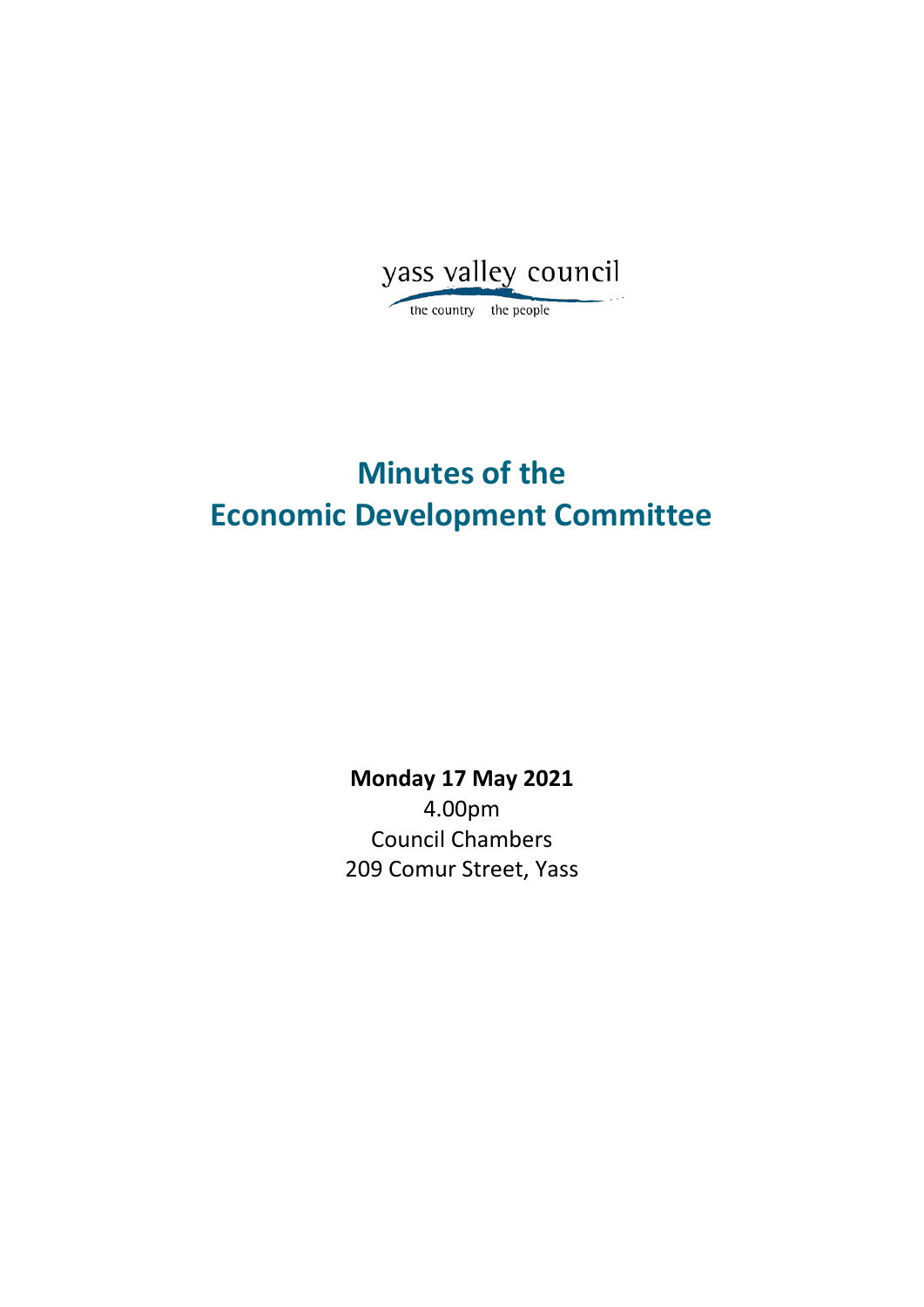yass valley council

the country the people

# Minutes of the Economic Development Committee

**Monday 17 May 2021**

4.00pm

Council Chambers

209 Comur Street, Yass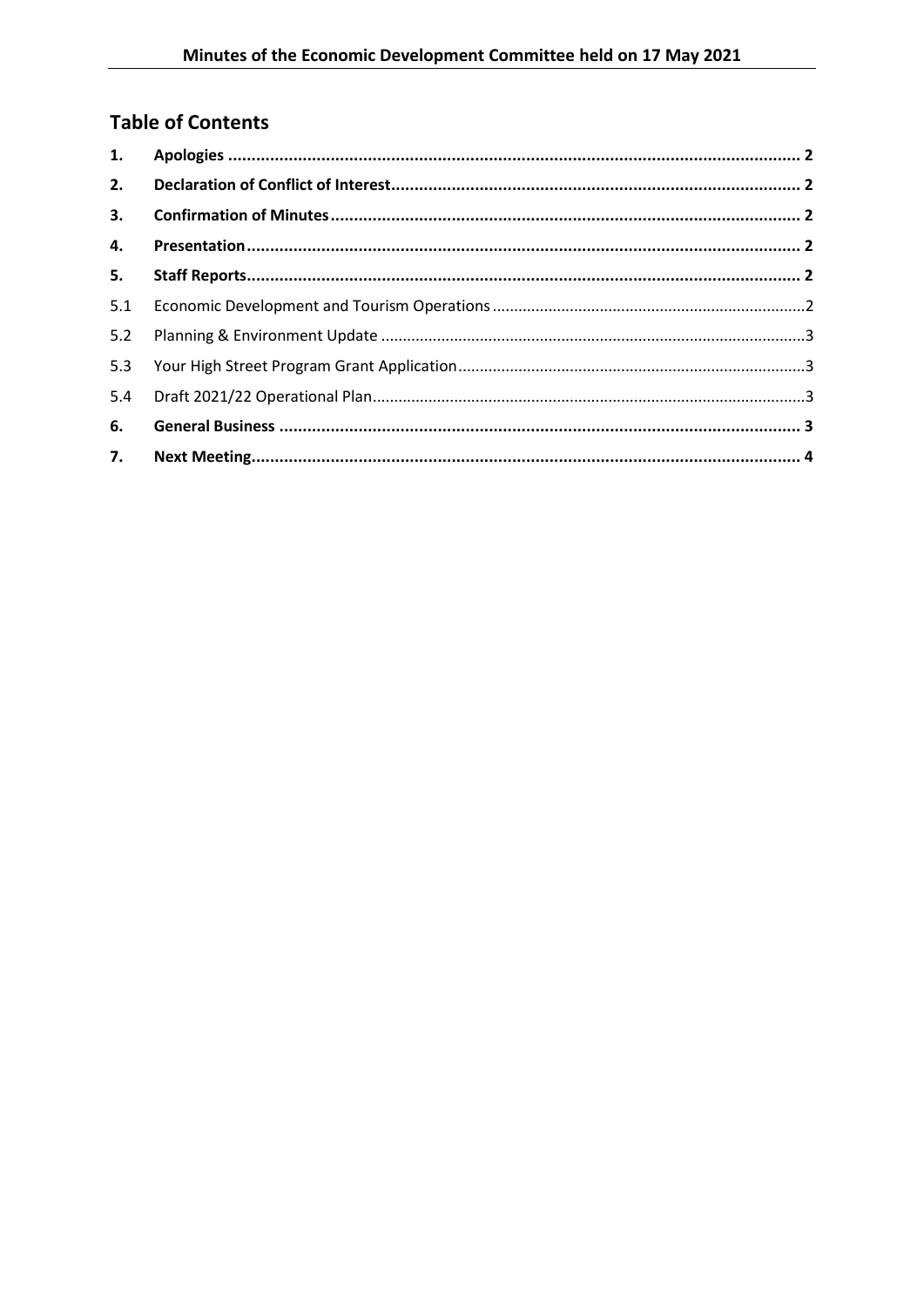## Table of Contents

| | | |
|---|---|---|
| **1.** | **Apologies** | **2** |
| **2.** | **Declaration of Conflict of Interest** | **2** |
| **3.** | **Confirmation of Minutes** | **2** |
| **4.** | **Presentation** | **2** |
| **5.** | **Staff Reports** | **2** |
| 5.1 | Economic Development and Tourism Operations | 2 |
| 5.2 | Planning & Environment Update | 3 |
| 5.3 | Your High Street Program Grant Application | 3 |
| 5.4 | Draft 2021/22 Operational Plan | 3 |
| **6.** | **General Business** | **3** |
| **7.** | **Next Meeting** | **4** |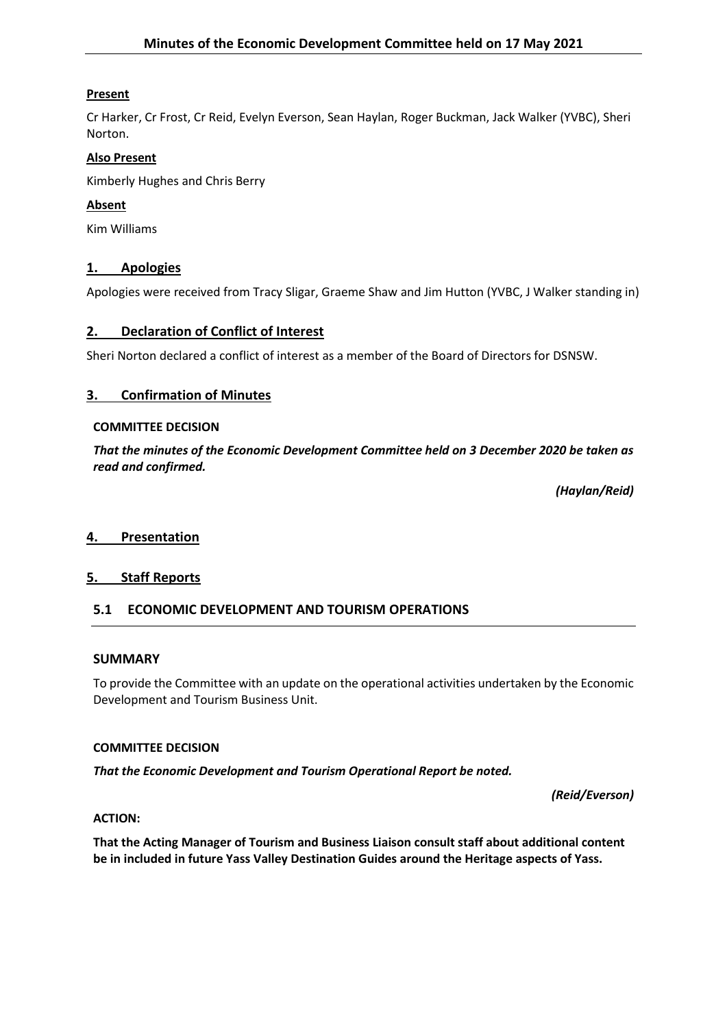# Minutes of the Economic Development Committee held on 17 May 2021

**Present**

Cr Harker, Cr Frost, Cr Reid, Evelyn Everson, Sean Haylan, Roger Buckman, Jack Walker (YVBC), Sheri Norton.

**Also Present**

Kimberly Hughes and Chris Berry

**Absent**

Kim Williams

## 1. Apologies

Apologies were received from Tracy Sligar, Graeme Shaw and Jim Hutton (YVBC, J Walker standing in)

## 2. Declaration of Conflict of Interest

Sheri Norton declared a conflict of interest as a member of the Board of Directors for DSNSW.

## 3. Confirmation of Minutes

**COMMITTEE DECISION**

***That the minutes of the Economic Development Committee held on 3 December 2020 be taken as read and confirmed.***

***(Haylan/Reid)***

## 4. Presentation

## 5. Staff Reports

### 5.1 ECONOMIC DEVELOPMENT AND TOURISM OPERATIONS

**SUMMARY**

To provide the Committee with an update on the operational activities undertaken by the Economic Development and Tourism Business Unit.

**COMMITTEE DECISION**

***That the Economic Development and Tourism Operational Report be noted.***

***(Reid/Everson)***

**ACTION:**

**That the Acting Manager of Tourism and Business Liaison consult staff about additional content be in included in future Yass Valley Destination Guides around the Heritage aspects of Yass.**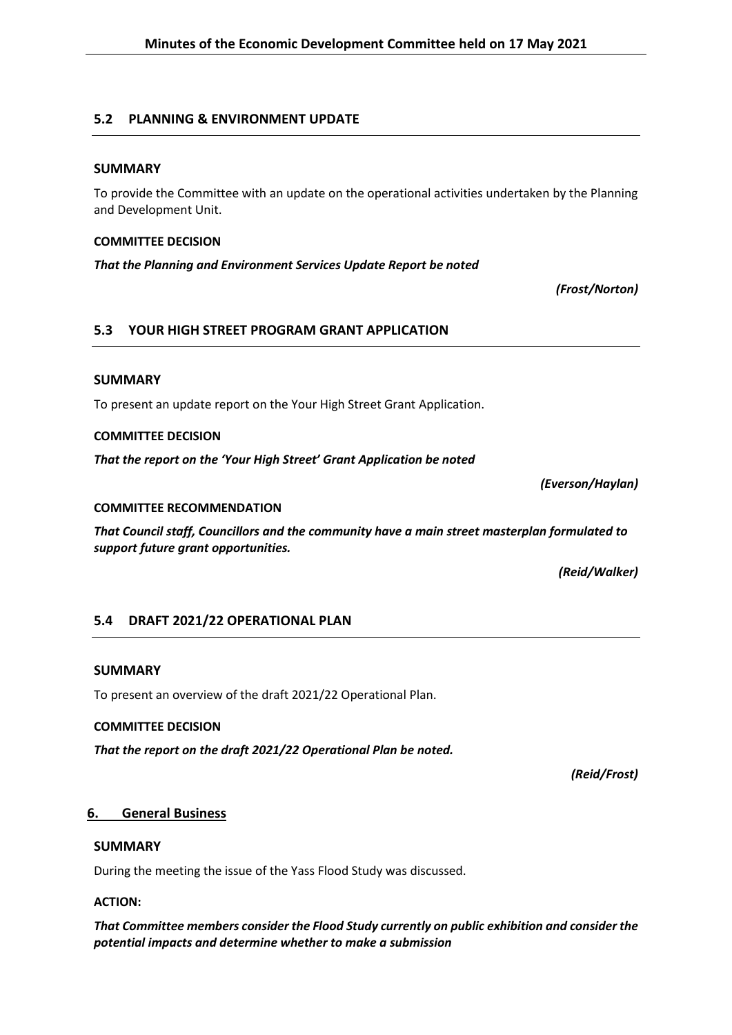## 5.2 PLANNING & ENVIRONMENT UPDATE

### SUMMARY

To provide the Committee with an update on the operational activities undertaken by the Planning and Development Unit.

**COMMITTEE DECISION**

***That the Planning and Environment Services Update Report be noted***

***(Frost/Norton)***

## 5.3 YOUR HIGH STREET PROGRAM GRANT APPLICATION

### SUMMARY

To present an update report on the Your High Street Grant Application.

**COMMITTEE DECISION**

***That the report on the 'Your High Street' Grant Application be noted***

***(Everson/Haylan)***

**COMMITTEE RECOMMENDATION**

***That Council staff, Councillors and the community have a main street masterplan formulated to support future grant opportunities.***

***(Reid/Walker)***

## 5.4 DRAFT 2021/22 OPERATIONAL PLAN

### SUMMARY

To present an overview of the draft 2021/22 Operational Plan.

**COMMITTEE DECISION**

***That the report on the draft 2021/22 Operational Plan be noted.***

***(Reid/Frost)***

## 6. General Business

### SUMMARY

During the meeting the issue of the Yass Flood Study was discussed.

**ACTION:**

***That Committee members consider the Flood Study currently on public exhibition and consider the potential impacts and determine whether to make a submission***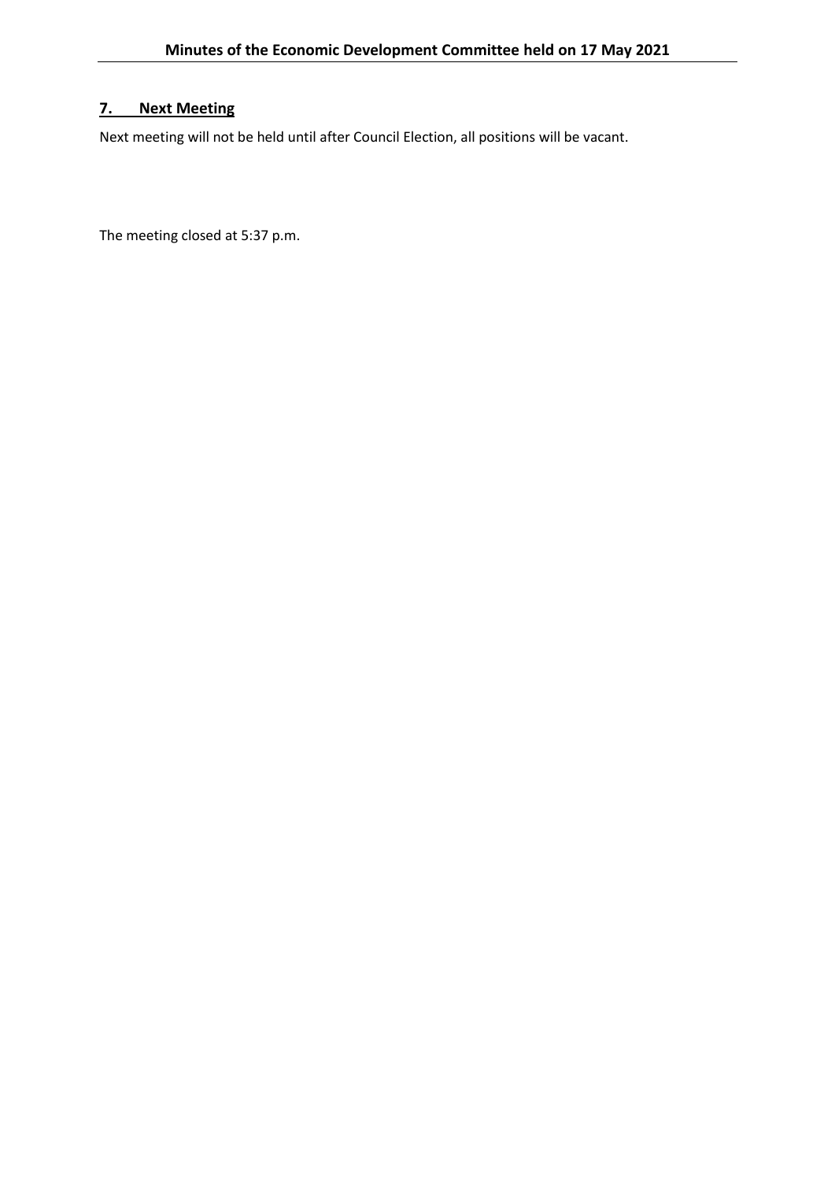## 7. Next Meeting

Next meeting will not be held until after Council Election, all positions will be vacant.

The meeting closed at 5:37 p.m.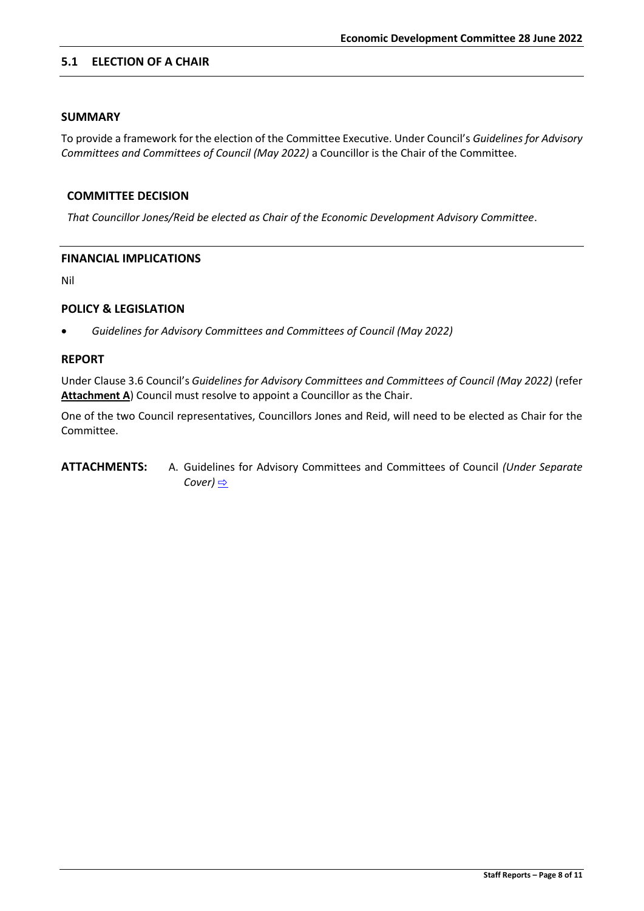## 5.1 ELECTION OF A CHAIR

### SUMMARY

To provide a framework for the election of the Committee Executive. Under Council's *Guidelines for Advisory Committees and Committees of Council (May 2022)* a Councillor is the Chair of the Committee.

### COMMITTEE DECISION

*That Councillor Jones/Reid be elected as Chair of the Economic Development Advisory Committee*.

### FINANCIAL IMPLICATIONS

Nil

### POLICY & LEGISLATION

- *Guidelines for Advisory Committees and Committees of Council (May 2022)*

### REPORT

Under Clause 3.6 Council's *Guidelines for Advisory Committees and Committees of Council (May 2022)* (refer **Attachment A**) Council must resolve to appoint a Councillor as the Chair.

One of the two Council representatives, Councillors Jones and Reid, will need to be elected as Chair for the Committee.

**ATTACHMENTS:** A. Guidelines for Advisory Committees and Committees of Council *(Under Separate Cover)* ⇨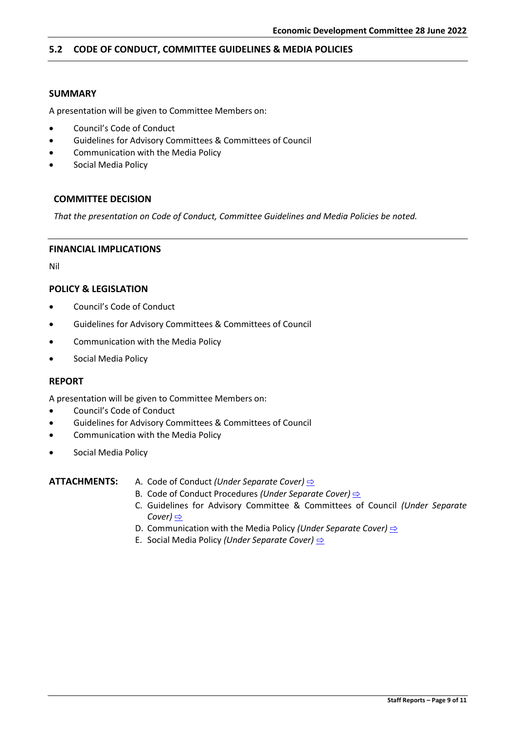## 5.2 CODE OF CONDUCT, COMMITTEE GUIDELINES & MEDIA POLICIES

### SUMMARY

A presentation will be given to Committee Members on:

- Council's Code of Conduct
- Guidelines for Advisory Committees & Committees of Council
- Communication with the Media Policy
- Social Media Policy

### COMMITTEE DECISION

*That the presentation on Code of Conduct, Committee Guidelines and Media Policies be noted.*

### FINANCIAL IMPLICATIONS

Nil

### POLICY & LEGISLATION

- Council's Code of Conduct
- Guidelines for Advisory Committees & Committees of Council
- Communication with the Media Policy
- Social Media Policy

### REPORT

A presentation will be given to Committee Members on:

- Council's Code of Conduct
- Guidelines for Advisory Committees & Committees of Council
- Communication with the Media Policy
- Social Media Policy

**ATTACHMENTS:**

A. Code of Conduct *(Under Separate Cover)* ⇨
B. Code of Conduct Procedures *(Under Separate Cover)* ⇨
C. Guidelines for Advisory Committee & Committees of Council *(Under Separate Cover)* ⇨
D. Communication with the Media Policy *(Under Separate Cover)* ⇨
E. Social Media Policy *(Under Separate Cover)* ⇨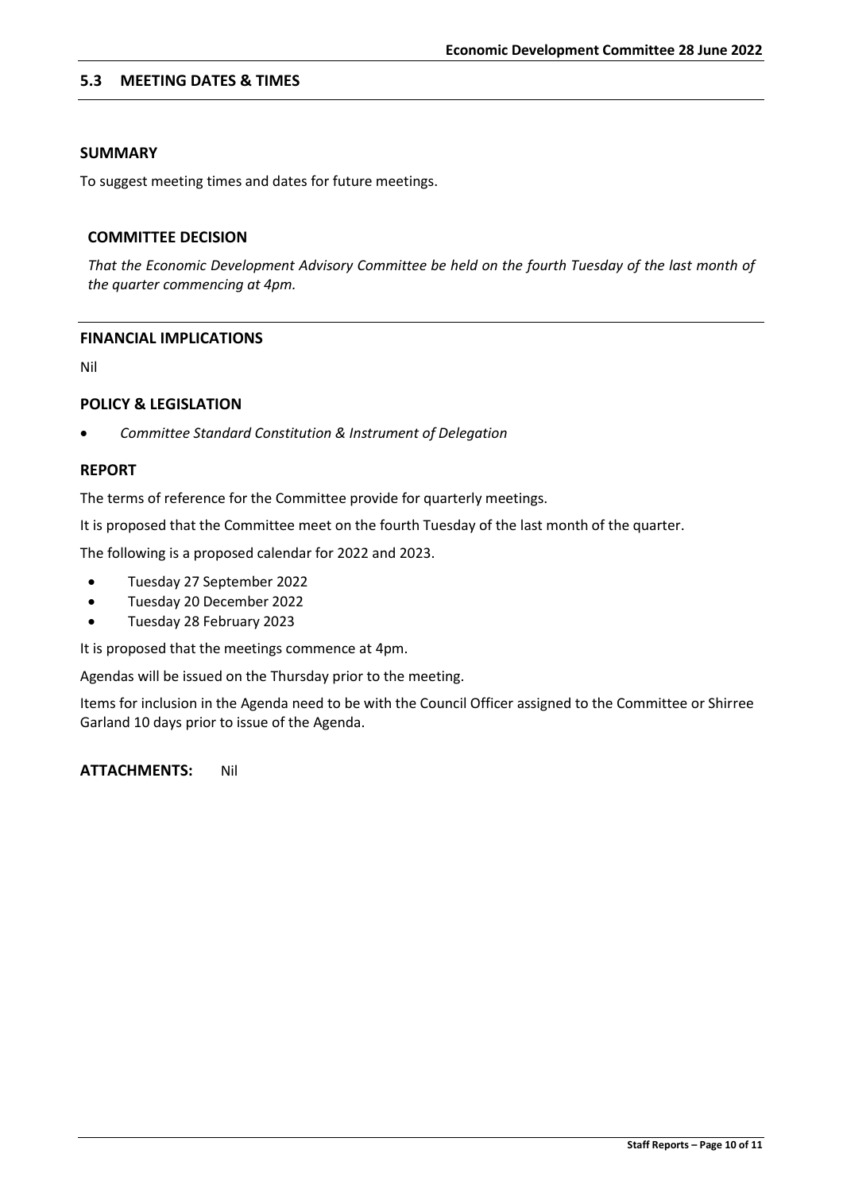## 5.3 MEETING DATES & TIMES

### SUMMARY

To suggest meeting times and dates for future meetings.

### COMMITTEE DECISION

*That the Economic Development Advisory Committee be held on the fourth Tuesday of the last month of the quarter commencing at 4pm.*

### FINANCIAL IMPLICATIONS

Nil

### POLICY & LEGISLATION

- *Committee Standard Constitution & Instrument of Delegation*

### REPORT

The terms of reference for the Committee provide for quarterly meetings.

It is proposed that the Committee meet on the fourth Tuesday of the last month of the quarter.

The following is a proposed calendar for 2022 and 2023.

- Tuesday 27 September 2022
- Tuesday 20 December 2022
- Tuesday 28 February 2023

It is proposed that the meetings commence at 4pm.

Agendas will be issued on the Thursday prior to the meeting.

Items for inclusion in the Agenda need to be with the Council Officer assigned to the Committee or Shirree Garland 10 days prior to issue of the Agenda.

**ATTACHMENTS:** Nil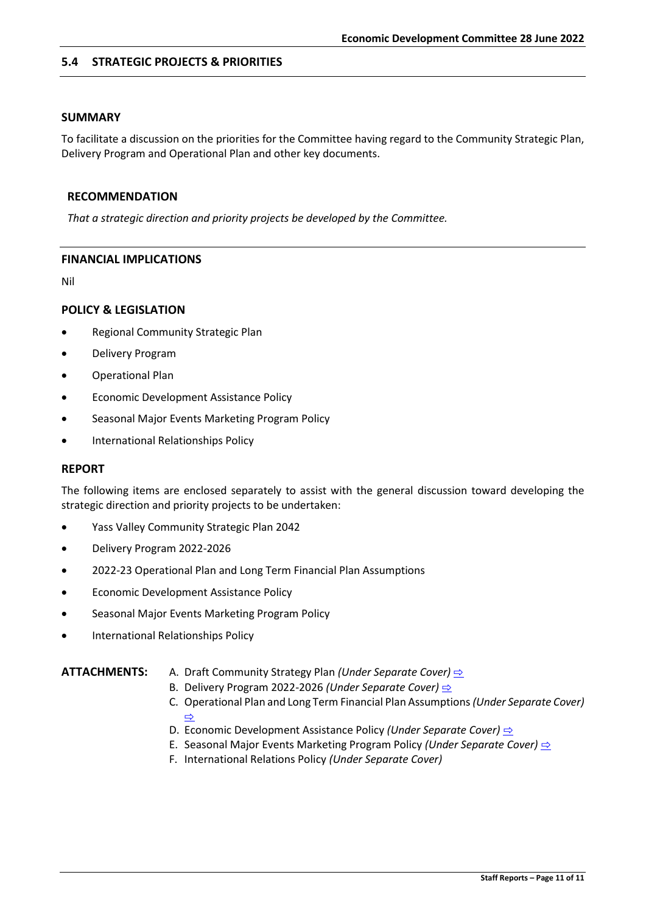## 5.4 STRATEGIC PROJECTS & PRIORITIES

### SUMMARY

To facilitate a discussion on the priorities for the Committee having regard to the Community Strategic Plan, Delivery Program and Operational Plan and other key documents.

### RECOMMENDATION

*That a strategic direction and priority projects be developed by the Committee.*

### FINANCIAL IMPLICATIONS

Nil

### POLICY & LEGISLATION

- Regional Community Strategic Plan
- Delivery Program
- Operational Plan
- Economic Development Assistance Policy
- Seasonal Major Events Marketing Program Policy
- International Relationships Policy

### REPORT

The following items are enclosed separately to assist with the general discussion toward developing the strategic direction and priority projects to be undertaken:

- Yass Valley Community Strategic Plan 2042
- Delivery Program 2022-2026
- 2022-23 Operational Plan and Long Term Financial Plan Assumptions
- Economic Development Assistance Policy
- Seasonal Major Events Marketing Program Policy
- International Relationships Policy

**ATTACHMENTS:**

A. Draft Community Strategy Plan *(Under Separate Cover)* ⇨
B. Delivery Program 2022-2026 *(Under Separate Cover)* ⇨
C. Operational Plan and Long Term Financial Plan Assumptions *(Under Separate Cover)* ⇨
D. Economic Development Assistance Policy *(Under Separate Cover)* ⇨
E. Seasonal Major Events Marketing Program Policy *(Under Separate Cover)* ⇨
F. International Relations Policy *(Under Separate Cover)*